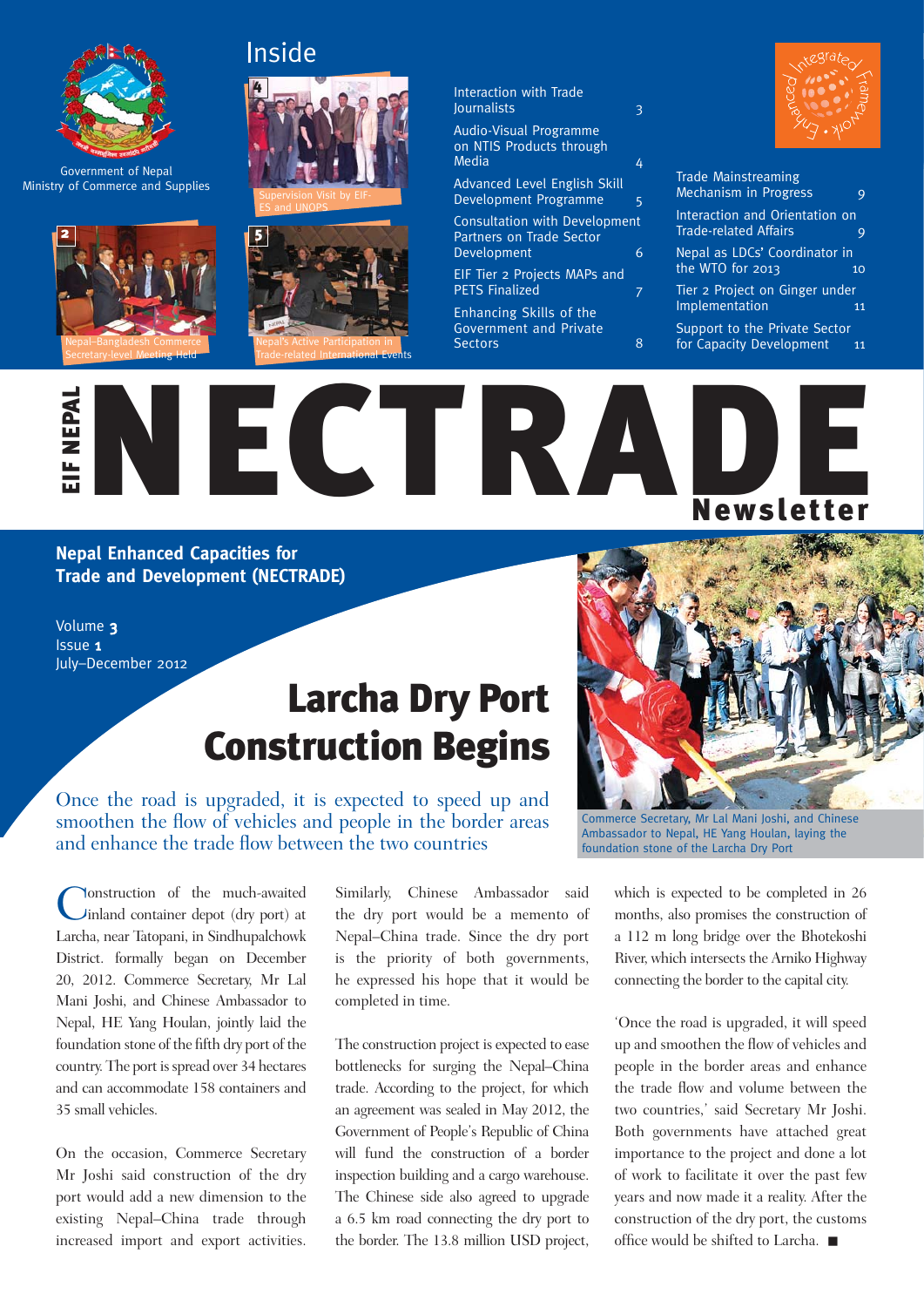Government of Nepal
Ministry of Commerce and Supplies

## Inside

4 Supervision Visit by EIF-ES and UNOPS

2 Nepal–Bangladesh Commerce Secretary-level Meeting Held

5 Nepal's Active Participation in Trade-related International Events

- Interaction with Trade Journalists — 3
- Audio-Visual Programme on NTIS Products through Media — 4
- Advanced Level English Skill Development Programme — 5
- Consultation with Development Partners on Trade Sector Development — 6
- EIF Tier 2 Projects MAPs and PETS Finalized — 7
- Enhancing Skills of the Government and Private Sectors — 8
- Trade Mainstreaming Mechanism in Progress — 9
- Interaction and Orientation on Trade-related Affairs — 9
- Nepal as LDCs' Coordinator in the WTO for 2013 — 10
- Tier 2 Project on Ginger under Implementation — 11
- Support to the Private Sector for Capacity Development — 11

Enhanced Integrated Framework

EIF NEPAL

# NECTRADE Newsletter

**Nepal Enhanced Capacities for Trade and Development (NECTRADE)**

Volume **3**
Issue **1**
July–December 2012

# Larcha Dry Port Construction Begins

*Once the road is upgraded, it is expected to speed up and smoothen the flow of vehicles and people in the border areas and enhance the trade flow between the two countries*

Commerce Secretary, Mr Lal Mani Joshi, and Chinese Ambassador to Nepal, HE Yang Houlan, laying the foundation stone of the Larcha Dry Port

Construction of the much-awaited inland container depot (dry port) at Larcha, near Tatopani, in Sindhupalchowk District. formally began on December 20, 2012. Commerce Secretary, Mr Lal Mani Joshi, and Chinese Ambassador to Nepal, HE Yang Houlan, jointly laid the foundation stone of the fifth dry port of the country. The port is spread over 34 hectares and can accommodate 158 containers and 35 small vehicles.

On the occasion, Commerce Secretary Mr Joshi said construction of the dry port would add a new dimension to the existing Nepal–China trade through increased import and export activities. Similarly, Chinese Ambassador said the dry port would be a memento of Nepal–China trade. Since the dry port is the priority of both governments, he expressed his hope that it would be completed in time.

The construction project is expected to ease bottlenecks for surging the Nepal–China trade. According to the project, for which an agreement was sealed in May 2012, the Government of People's Republic of China will fund the construction of a border inspection building and a cargo warehouse. The Chinese side also agreed to upgrade a 6.5 km road connecting the dry port to the border. The 13.8 million USD project, which is expected to be completed in 26 months, also promises the construction of a 112 m long bridge over the Bhotekoshi River, which intersects the Arniko Highway connecting the border to the capital city.

'Once the road is upgraded, it will speed up and smoothen the flow of vehicles and people in the border areas and enhance the trade flow and volume between the two countries,' said Secretary Mr Joshi. Both governments have attached great importance to the project and done a lot of work to facilitate it over the past few years and now made it a reality. After the construction of the dry port, the customs office would be shifted to Larcha. ■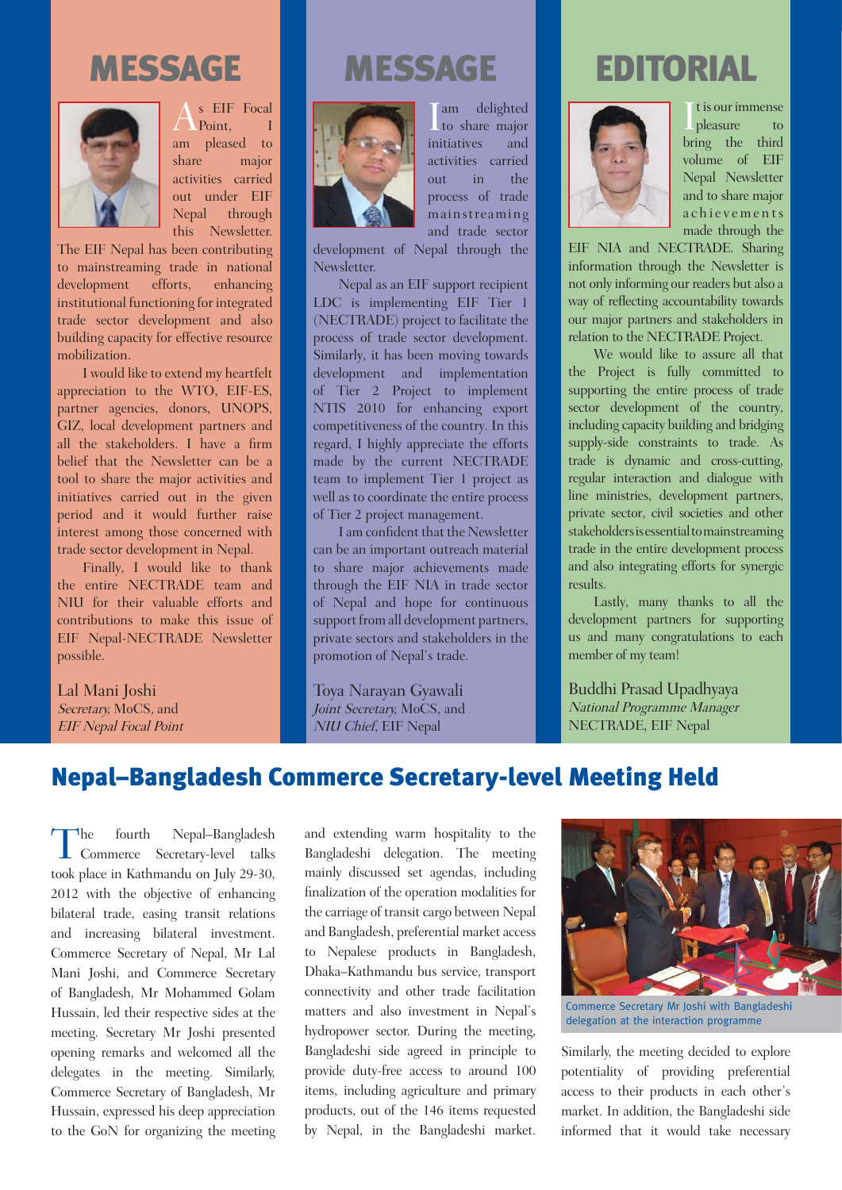## MESSAGE

As EIF Focal Point, I am pleased to share major activities carried out under EIF Nepal through this Newsletter. The EIF Nepal has been contributing to mainstreaming trade in national development efforts, enhancing institutional functioning for integrated trade sector development and also building capacity for effective resource mobilization.

I would like to extend my heartfelt appreciation to the WTO, EIF-ES, partner agencies, donors, UNOPS, GIZ, local development partners and all the stakeholders. I have a firm belief that the Newsletter can be a tool to share the major activities and initiatives carried out in the given period and it would further raise interest among those concerned with trade sector development in Nepal.

Finally, I would like to thank the entire NECTRADE team and NIU for their valuable efforts and contributions to make this issue of EIF Nepal-NECTRADE Newsletter possible.

Lal Mani Joshi
*Secretary,* MoCS, and
*EIF Nepal Focal Point*

## MESSAGE

I am delighted to share major initiatives and activities carried out in the process of trade mainstreaming and trade sector development of Nepal through the Newsletter.

Nepal as an EIF support recipient LDC is implementing EIF Tier 1 (NECTRADE) project to facilitate the process of trade sector development. Similarly, it has been moving towards development and implementation of Tier 2 Project to implement NTIS 2010 for enhancing export competitiveness of the country. In this regard, I highly appreciate the efforts made by the current NECTRADE team to implement Tier 1 project as well as to coordinate the entire process of Tier 2 project management.

I am confident that the Newsletter can be an important outreach material to share major achievements made through the EIF NIA in trade sector of Nepal and hope for continuous support from all development partners, private sectors and stakeholders in the promotion of Nepal's trade.

Toya Narayan Gyawali
*Joint Secretary,* MoCS, and
*NIU Chief*, EIF Nepal

## EDITORIAL

It is our immense pleasure to bring the third volume of EIF Nepal Newsletter and to share major achievements made through the EIF NIA and NECTRADE. Sharing information through the Newsletter is not only informing our readers but also a way of reflecting accountability towards our major partners and stakeholders in relation to the NECTRADE Project.

We would like to assure all that the Project is fully committed to supporting the entire process of trade sector development of the country, including capacity building and bridging supply-side constraints to trade. As trade is dynamic and cross-cutting, regular interaction and dialogue with line ministries, development partners, private sector, civil societies and other stakeholders is essential to mainstreaming trade in the entire development process and also integrating efforts for synergic results.

Lastly, many thanks to all the development partners for supporting us and many congratulations to each member of my team!

Buddhi Prasad Upadhyaya
*National Programme Manager*
NECTRADE, EIF Nepal

# Nepal–Bangladesh Commerce Secretary-level Meeting Held

The fourth Nepal–Bangladesh Commerce Secretary-level talks took place in Kathmandu on July 29-30, 2012 with the objective of enhancing bilateral trade, easing transit relations and increasing bilateral investment. Commerce Secretary of Nepal, Mr Lal Mani Joshi, and Commerce Secretary of Bangladesh, Mr Mohammed Golam Hussain, led their respective sides at the meeting. Secretary Mr Joshi presented opening remarks and welcomed all the delegates in the meeting. Similarly, Commerce Secretary of Bangladesh, Mr Hussain, expressed his deep appreciation to the GoN for organizing the meeting and extending warm hospitality to the Bangladeshi delegation. The meeting mainly discussed set agendas, including finalization of the operation modalities for the carriage of transit cargo between Nepal and Bangladesh, preferential market access to Nepalese products in Bangladesh, Dhaka–Kathmandu bus service, transport connectivity and other trade facilitation matters and also investment in Nepal's hydropower sector. During the meeting, Bangladeshi side agreed in principle to provide duty-free access to around 100 items, including agriculture and primary products, out of the 146 items requested by Nepal, in the Bangladeshi market.

Commerce Secretary Mr Joshi with Bangladeshi delegation at the interaction programme

Similarly, the meeting decided to explore potentiality of providing preferential access to their products in each other's market. In addition, the Bangladeshi side informed that it would take necessary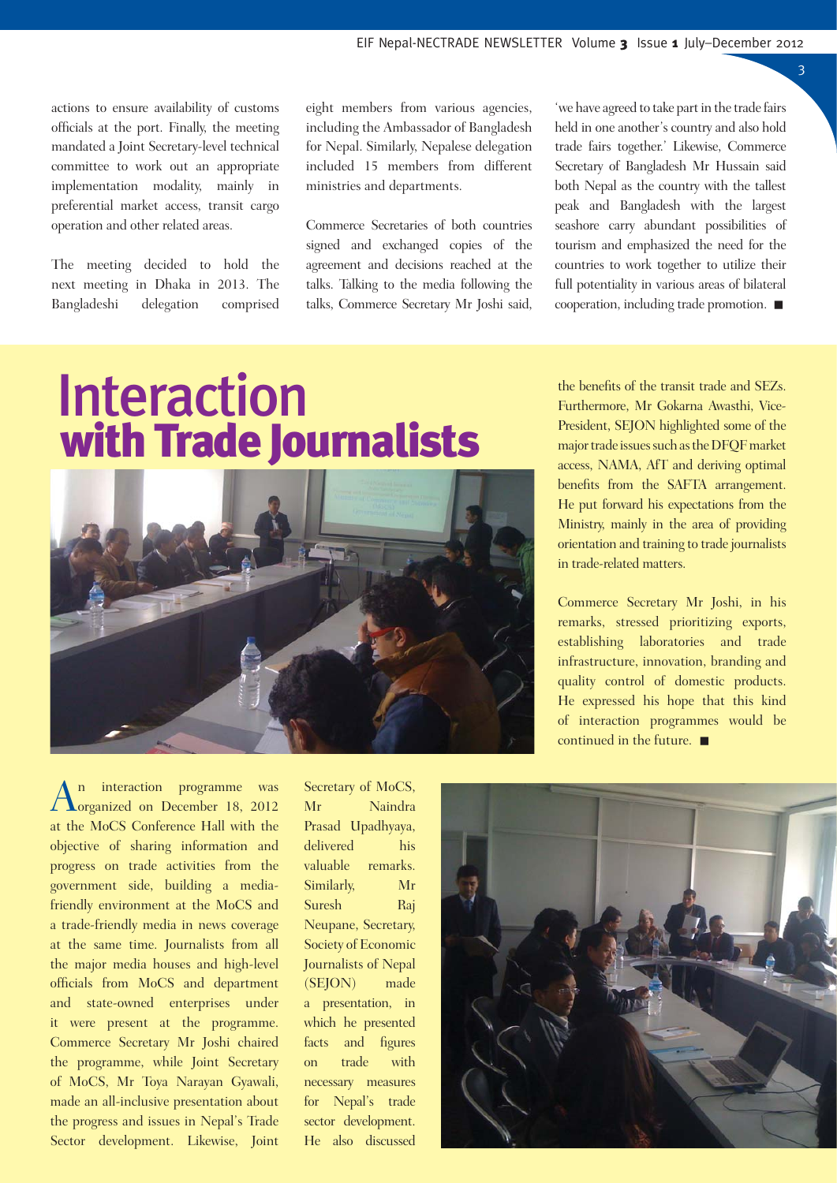actions to ensure availability of customs officials at the port. Finally, the meeting mandated a Joint Secretary-level technical committee to work out an appropriate implementation modality, mainly in preferential market access, transit cargo operation and other related areas.

The meeting decided to hold the next meeting in Dhaka in 2013. The Bangladeshi delegation comprised eight members from various agencies, including the Ambassador of Bangladesh for Nepal. Similarly, Nepalese delegation included 15 members from different ministries and departments.

Commerce Secretaries of both countries signed and exchanged copies of the agreement and decisions reached at the talks. Talking to the media following the talks, Commerce Secretary Mr Joshi said, 'we have agreed to take part in the trade fairs held in one another's country and also hold trade fairs together.' Likewise, Commerce Secretary of Bangladesh Mr Hussain said both Nepal as the country with the tallest peak and Bangladesh with the largest seashore carry abundant possibilities of tourism and emphasized the need for the countries to work together to utilize their full potentiality in various areas of bilateral cooperation, including trade promotion. ■

# Interaction with Trade Journalists

An interaction programme was organized on December 18, 2012 at the MoCS Conference Hall with the objective of sharing information and progress on trade activities from the government side, building a media-friendly environment at the MoCS and a trade-friendly media in news coverage at the same time. Journalists from all the major media houses and high-level officials from MoCS and department and state-owned enterprises under it were present at the programme. Commerce Secretary Mr Joshi chaired the programme, while Joint Secretary of MoCS, Mr Toya Narayan Gyawali, made an all-inclusive presentation about the progress and issues in Nepal's Trade Sector development. Likewise, Joint Secretary of MoCS, Mr Naindra Prasad Upadhyaya, delivered his valuable remarks. Similarly, Mr Suresh Raj Neupane, Secretary, Society of Economic Journalists of Nepal (SEJON) made a presentation, in which he presented facts and figures on trade with necessary measures for Nepal's trade sector development. He also discussed the benefits of the transit trade and SEZs. Furthermore, Mr Gokarna Awasthi, Vice-President, SEJON highlighted some of the major trade issues such as the DFQF market access, NAMA, AfT and deriving optimal benefits from the SAFTA arrangement. He put forward his expectations from the Ministry, mainly in the area of providing orientation and training to trade journalists in trade-related matters.

Commerce Secretary Mr Joshi, in his remarks, stressed prioritizing exports, establishing laboratories and trade infrastructure, innovation, branding and quality control of domestic products. He expressed his hope that this kind of interaction programmes would be continued in the future. ■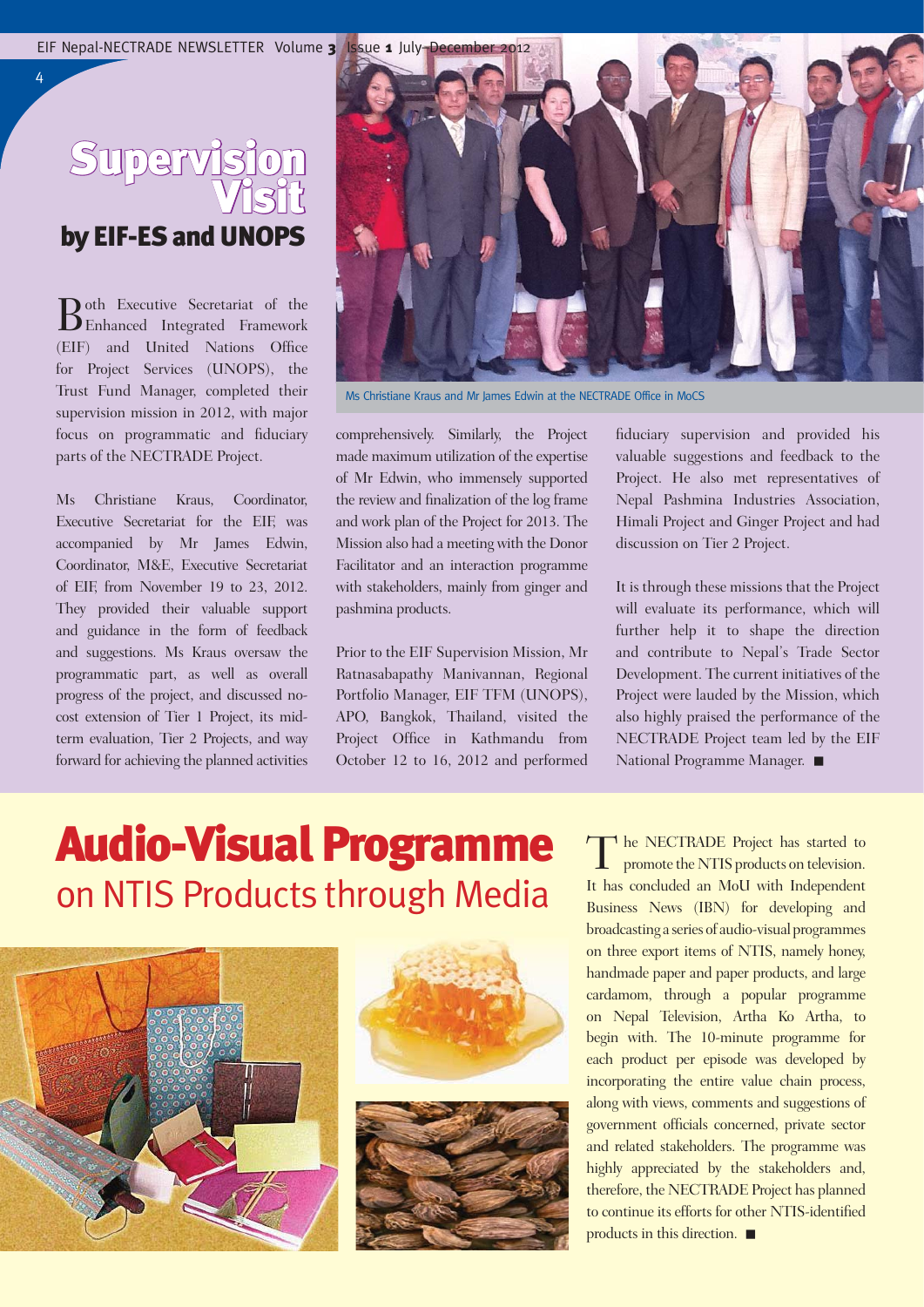# Supervision Visit by EIF-ES and UNOPS

Both Executive Secretariat of the Enhanced Integrated Framework (EIF) and United Nations Office for Project Services (UNOPS), the Trust Fund Manager, completed their supervision mission in 2012, with major focus on programmatic and fiduciary parts of the NECTRADE Project.

Ms Christiane Kraus, Coordinator, Executive Secretariat for the EIF, was accompanied by Mr James Edwin, Coordinator, M&E, Executive Secretariat of EIF, from November 19 to 23, 2012. They provided their valuable support and guidance in the form of feedback and suggestions. Ms Kraus oversaw the programmatic part, as well as overall progress of the project, and discussed no-cost extension of Tier 1 Project, its mid-term evaluation, Tier 2 Projects, and way forward for achieving the planned activities comprehensively. Similarly, the Project made maximum utilization of the expertise of Mr Edwin, who immensely supported the review and finalization of the log frame and work plan of the Project for 2013. The Mission also had a meeting with the Donor Facilitator and an interaction programme with stakeholders, mainly from ginger and pashmina products.

Ms Christiane Kraus and Mr James Edwin at the NECTRADE Office in MoCS

Prior to the EIF Supervision Mission, Mr Ratnasabapathy Manivannan, Regional Portfolio Manager, EIF TFM (UNOPS), APO, Bangkok, Thailand, visited the Project Office in Kathmandu from October 12 to 16, 2012 and performed fiduciary supervision and provided his valuable suggestions and feedback to the Project. He also met representatives of Nepal Pashmina Industries Association, Himali Project and Ginger Project and had discussion on Tier 2 Project.

It is through these missions that the Project will evaluate its performance, which will further help it to shape the direction and contribute to Nepal's Trade Sector Development. The current initiatives of the Project were lauded by the Mission, which also highly praised the performance of the NECTRADE Project team led by the EIF National Programme Manager. ■

# Audio-Visual Programme on NTIS Products through Media

The NECTRADE Project has started to promote the NTIS products on television. It has concluded an MoU with Independent Business News (IBN) for developing and broadcasting a series of audio-visual programmes on three export items of NTIS, namely honey, handmade paper and paper products, and large cardamom, through a popular programme on Nepal Television, Artha Ko Artha, to begin with. The 10-minute programme for each product per episode was developed by incorporating the entire value chain process, along with views, comments and suggestions of government officials concerned, private sector and related stakeholders. The programme was highly appreciated by the stakeholders and, therefore, the NECTRADE Project has planned to continue its efforts for other NTIS-identified products in this direction. ■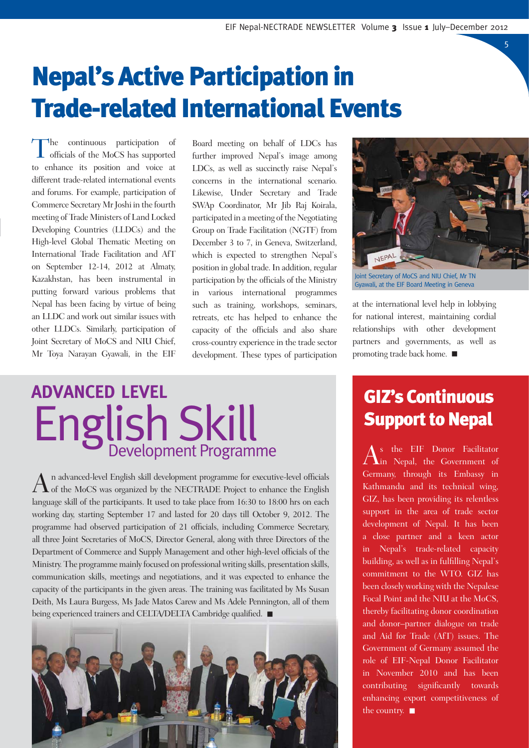# Nepal's Active Participation in Trade-related International Events

The continuous participation of officials of the MoCS has supported to enhance its position and voice at different trade-related international events and forums. For example, participation of Commerce Secretary Mr Joshi in the fourth meeting of Trade Ministers of Land Locked Developing Countries (LLDCs) and the High-level Global Thematic Meeting on International Trade Facilitation and AfT on September 12-14, 2012 at Almaty, Kazakhstan, has been instrumental in putting forward various problems that Nepal has been facing by virtue of being an LLDC and work out similar issues with other LLDCs. Similarly, participation of Joint Secretary of MoCS and NIU Chief, Mr Toya Narayan Gyawali, in the EIF Board meeting on behalf of LDCs has further improved Nepal's image among LDCs, as well as succinctly raise Nepal's concerns in the international scenario. Likewise, Under Secretary and Trade SWAp Coordinator, Mr Jib Raj Koirala, participated in a meeting of the Negotiating Group on Trade Facilitation (NGTF) from December 3 to 7, in Geneva, Switzerland, which is expected to strengthen Nepal's position in global trade. In addition, regular participation by the officials of the Ministry in various international programmes such as training, workshops, seminars, retreats, etc has helped to enhance the capacity of the officials and also share cross-country experience in the trade sector development. These types of participation at the international level help in lobbying for national interest, maintaining cordial relationships with other development partners and governments, as well as promoting trade back home. ■

Joint Secretary of MoCS and NIU Chief, Mr TN Gyawali, at the EIF Board Meeting in Geneva

# ADVANCED LEVEL English Skill Development Programme

An advanced-level English skill development programme for executive-level officials of the MoCS was organized by the NECTRADE Project to enhance the English language skill of the participants. It used to take place from 16:30 to 18:00 hrs on each working day, starting September 17 and lasted for 20 days till October 9, 2012. The programme had observed participation of 21 officials, including Commerce Secretary, all three Joint Secretaries of MoCS, Director General, along with three Directors of the Department of Commerce and Supply Management and other high-level officials of the Ministry. The programme mainly focused on professional writing skills, presentation skills, communication skills, meetings and negotiations, and it was expected to enhance the capacity of the participants in the given areas. The training was facilitated by Ms Susan Deith, Ms Laura Burgess, Ms Jade Matos Carew and Ms Adele Pennington, all of them being experienced trainers and CELTA/DELTA Cambridge qualified. ■

# GIZ's Continuous Support to Nepal

As the EIF Donor Facilitator in Nepal, the Government of Germany, through its Embassy in Kathmandu and its technical wing, GIZ, has been providing its relentless support in the area of trade sector development of Nepal. It has been a close partner and a keen actor in Nepal's trade-related capacity building, as well as in fulfilling Nepal's commitment to the WTO. GIZ has been closely working with the Nepalese Focal Point and the NIU at the MoCS, thereby facilitating donor coordination and donor–partner dialogue on trade and Aid for Trade (AfT) issues. The Government of Germany assumed the role of EIF-Nepal Donor Facilitator in November 2010 and has been contributing significantly towards enhancing export competitiveness of the country. ■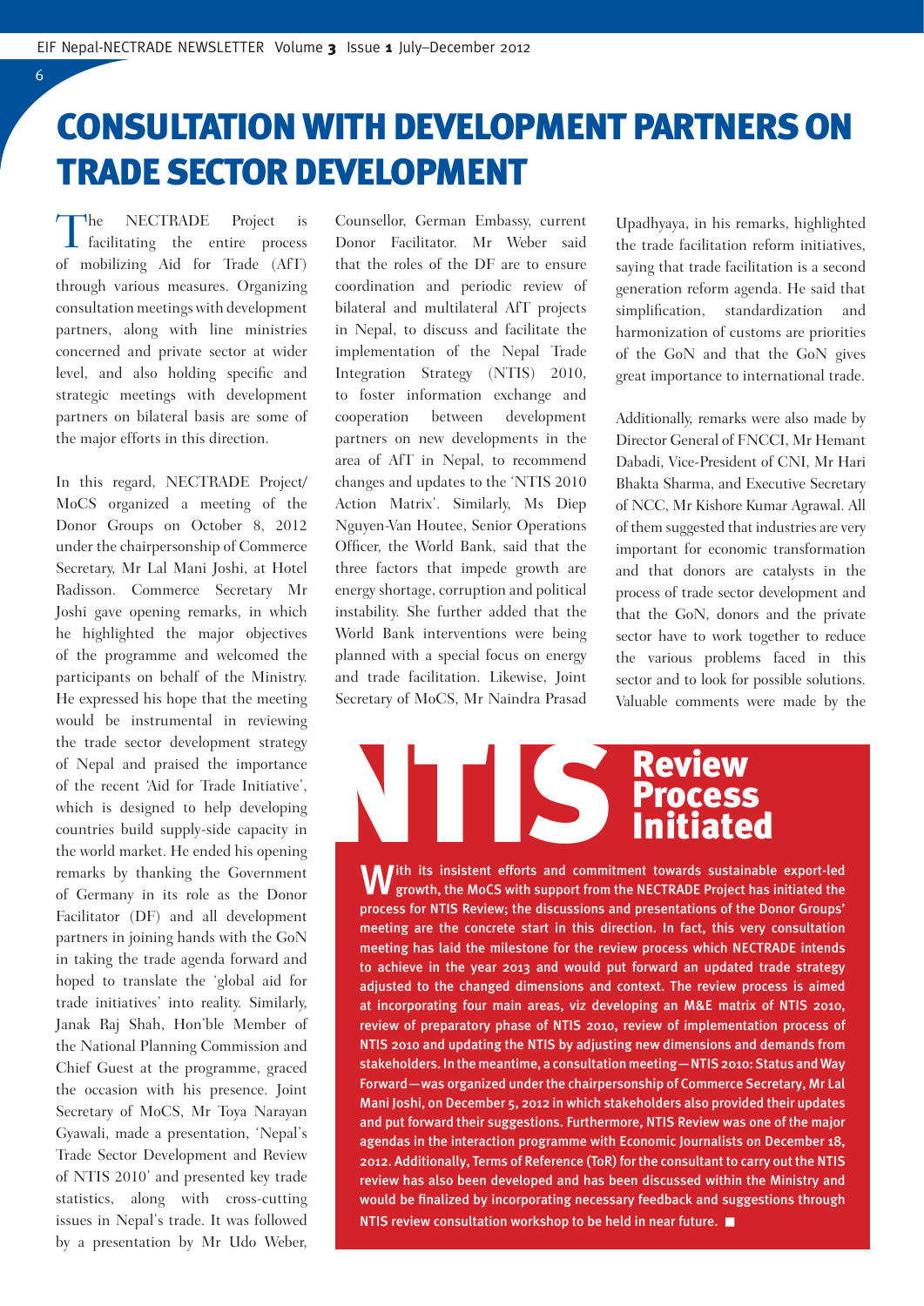# CONSULTATION WITH DEVELOPMENT PARTNERS ON TRADE SECTOR DEVELOPMENT

The NECTRADE Project is facilitating the entire process of mobilizing Aid for Trade (AfT) through various measures. Organizing consultation meetings with development partners, along with line ministries concerned and private sector at wider level, and also holding specific and strategic meetings with development partners on bilateral basis are some of the major efforts in this direction.

In this regard, NECTRADE Project/ MoCS organized a meeting of the Donor Groups on October 8, 2012 under the chairpersonship of Commerce Secretary, Mr Lal Mani Joshi, at Hotel Radisson. Commerce Secretary Mr Joshi gave opening remarks, in which he highlighted the major objectives of the programme and welcomed the participants on behalf of the Ministry. He expressed his hope that the meeting would be instrumental in reviewing the trade sector development strategy of Nepal and praised the importance of the recent 'Aid for Trade Initiative', which is designed to help developing countries build supply-side capacity in the world market. He ended his opening remarks by thanking the Government of Germany in its role as the Donor Facilitator (DF) and all development partners in joining hands with the GoN in taking the trade agenda forward and hoped to translate the 'global aid for trade initiatives' into reality. Similarly, Janak Raj Shah, Hon'ble Member of the National Planning Commission and Chief Guest at the programme, graced the occasion with his presence. Joint Secretary of MoCS, Mr Toya Narayan Gyawali, made a presentation, 'Nepal's Trade Sector Development and Review of NTIS 2010' and presented key trade statistics, along with cross-cutting issues in Nepal's trade. It was followed by a presentation by Mr Udo Weber, Counsellor, German Embassy, current Donor Facilitator. Mr Weber said that the roles of the DF are to ensure coordination and periodic review of bilateral and multilateral AfT projects in Nepal, to discuss and facilitate the implementation of the Nepal Trade Integration Strategy (NTIS) 2010, to foster information exchange and cooperation between development partners on new developments in the area of AfT in Nepal, to recommend changes and updates to the 'NTIS 2010 Action Matrix'. Similarly, Ms Diep Nguyen-Van Houtee, Senior Operations Officer, the World Bank, said that the three factors that impede growth are energy shortage, corruption and political instability. She further added that the World Bank interventions were being planned with a special focus on energy and trade facilitation. Likewise, Joint Secretary of MoCS, Mr Naindra Prasad Upadhyaya, in his remarks, highlighted the trade facilitation reform initiatives, saying that trade facilitation is a second generation reform agenda. He said that simplification, standardization and harmonization of customs are priorities of the GoN and that the GoN gives great importance to international trade.

Additionally, remarks were also made by Director General of FNCCI, Mr Hemant Dabadi, Vice-President of CNI, Mr Hari Bhakta Sharma, and Executive Secretary of NCC, Mr Kishore Kumar Agrawal. All of them suggested that industries are very important for economic transformation and that donors are catalysts in the process of trade sector development and that the GoN, donors and the private sector have to work together to reduce the various problems faced in this sector and to look for possible solutions. Valuable comments were made by the

## NTIS Review Process Initiated

**With its insistent efforts and commitment towards sustainable export-led growth, the MoCS with support from the NECTRADE Project has initiated the process for NTIS Review; the discussions and presentations of the Donor Groups' meeting are the concrete start in this direction. In fact, this very consultation meeting has laid the milestone for the review process which NECTRADE intends to achieve in the year 2013 and would put forward an updated trade strategy adjusted to the changed dimensions and context. The review process is aimed at incorporating four main areas, viz developing an M&E matrix of NTIS 2010, review of preparatory phase of NTIS 2010, review of implementation process of NTIS 2010 and updating the NTIS by adjusting new dimensions and demands from stakeholders. In the meantime, a consultation meeting—NTIS 2010: Status and Way Forward—was organized under the chairpersonship of Commerce Secretary, Mr Lal Mani Joshi, on December 5, 2012 in which stakeholders also provided their updates and put forward their suggestions. Furthermore, NTIS Review was one of the major agendas in the interaction programme with Economic Journalists on December 18, 2012. Additionally, Terms of Reference (ToR) for the consultant to carry out the NTIS review has also been developed and has been discussed within the Ministry and would be finalized by incorporating necessary feedback and suggestions through NTIS review consultation workshop to be held in near future.** ■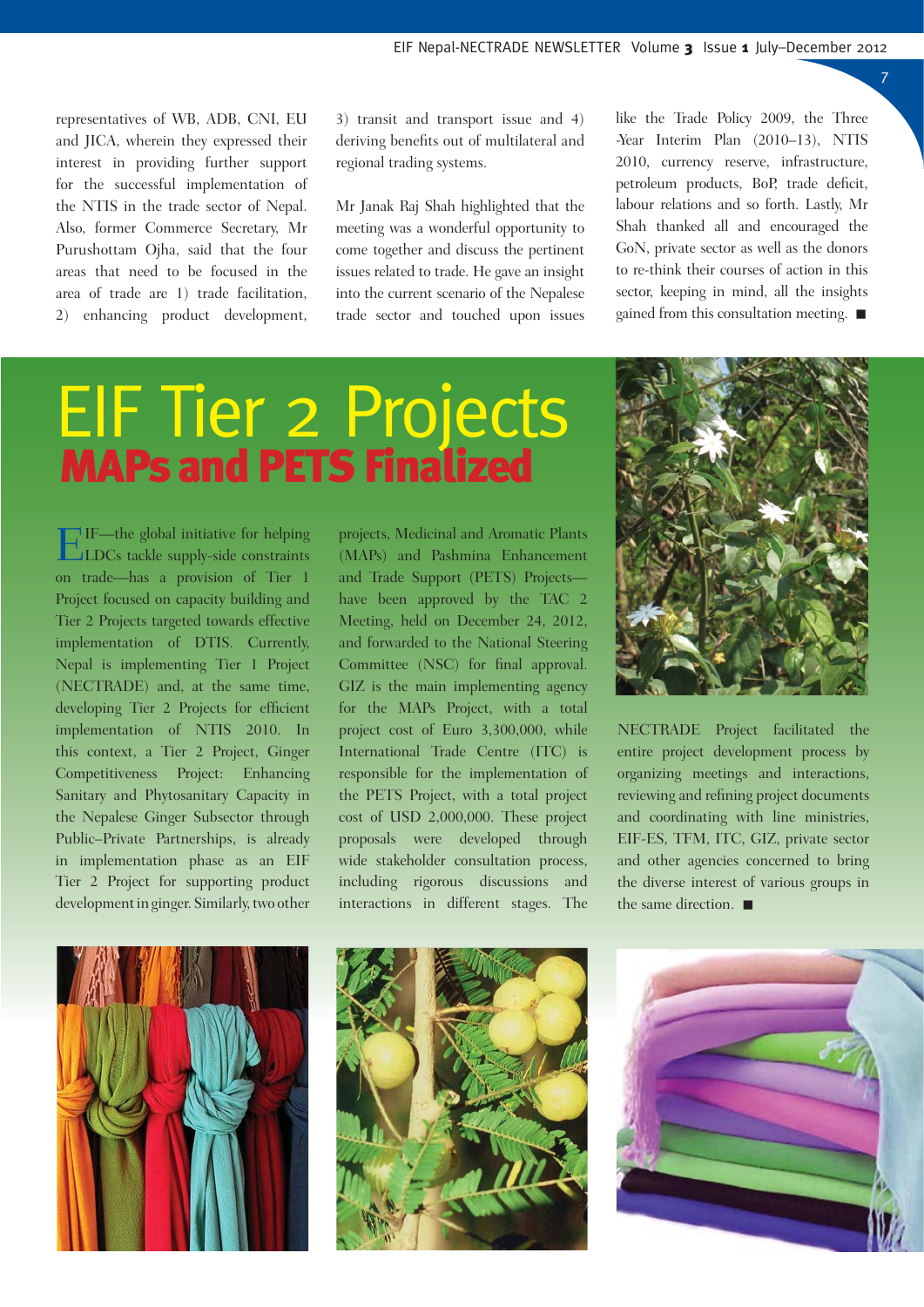representatives of WB, ADB, CNI, EU and JICA, wherein they expressed their interest in providing further support for the successful implementation of the NTIS in the trade sector of Nepal. Also, former Commerce Secretary, Mr Purushottam Ojha, said that the four areas that need to be focused in the area of trade are 1) trade facilitation, 2) enhancing product development, 3) transit and transport issue and 4) deriving benefits out of multilateral and regional trading systems.

Mr Janak Raj Shah highlighted that the meeting was a wonderful opportunity to come together and discuss the pertinent issues related to trade. He gave an insight into the current scenario of the Nepalese trade sector and touched upon issues like the Trade Policy 2009, the Three -Year Interim Plan (2010–13), NTIS 2010, currency reserve, infrastructure, petroleum products, BoP, trade deficit, labour relations and so forth. Lastly, Mr Shah thanked all and encouraged the GoN, private sector as well as the donors to re-think their courses of action in this sector, keeping in mind, all the insights gained from this consultation meeting. ■

# EIF Tier 2 Projects

## MAPs and PETS Finalized

EIF—the global initiative for helping LDCs tackle supply-side constraints on trade—has a provision of Tier 1 Project focused on capacity building and Tier 2 Projects targeted towards effective implementation of DTIS. Currently, Nepal is implementing Tier 1 Project (NECTRADE) and, at the same time, developing Tier 2 Projects for efficient implementation of NTIS 2010. In this context, a Tier 2 Project, Ginger Competitiveness Project: Enhancing Sanitary and Phytosanitary Capacity in the Nepalese Ginger Subsector through Public–Private Partnerships, is already in implementation phase as an EIF Tier 2 Project for supporting product development in ginger. Similarly, two other projects, Medicinal and Aromatic Plants (MAPs) and Pashmina Enhancement and Trade Support (PETS) Projects—have been approved by the TAC 2 Meeting, held on December 24, 2012, and forwarded to the National Steering Committee (NSC) for final approval. GIZ is the main implementing agency for the MAPs Project, with a total project cost of Euro 3,300,000, while International Trade Centre (ITC) is responsible for the implementation of the PETS Project, with a total project cost of USD 2,000,000. These project proposals were developed through wide stakeholder consultation process, including rigorous discussions and interactions in different stages. The NECTRADE Project facilitated the entire project development process by organizing meetings and interactions, reviewing and refining project documents and coordinating with line ministries, EIF-ES, TFM, ITC, GIZ, private sector and other agencies concerned to bring the diverse interest of various groups in the same direction. ■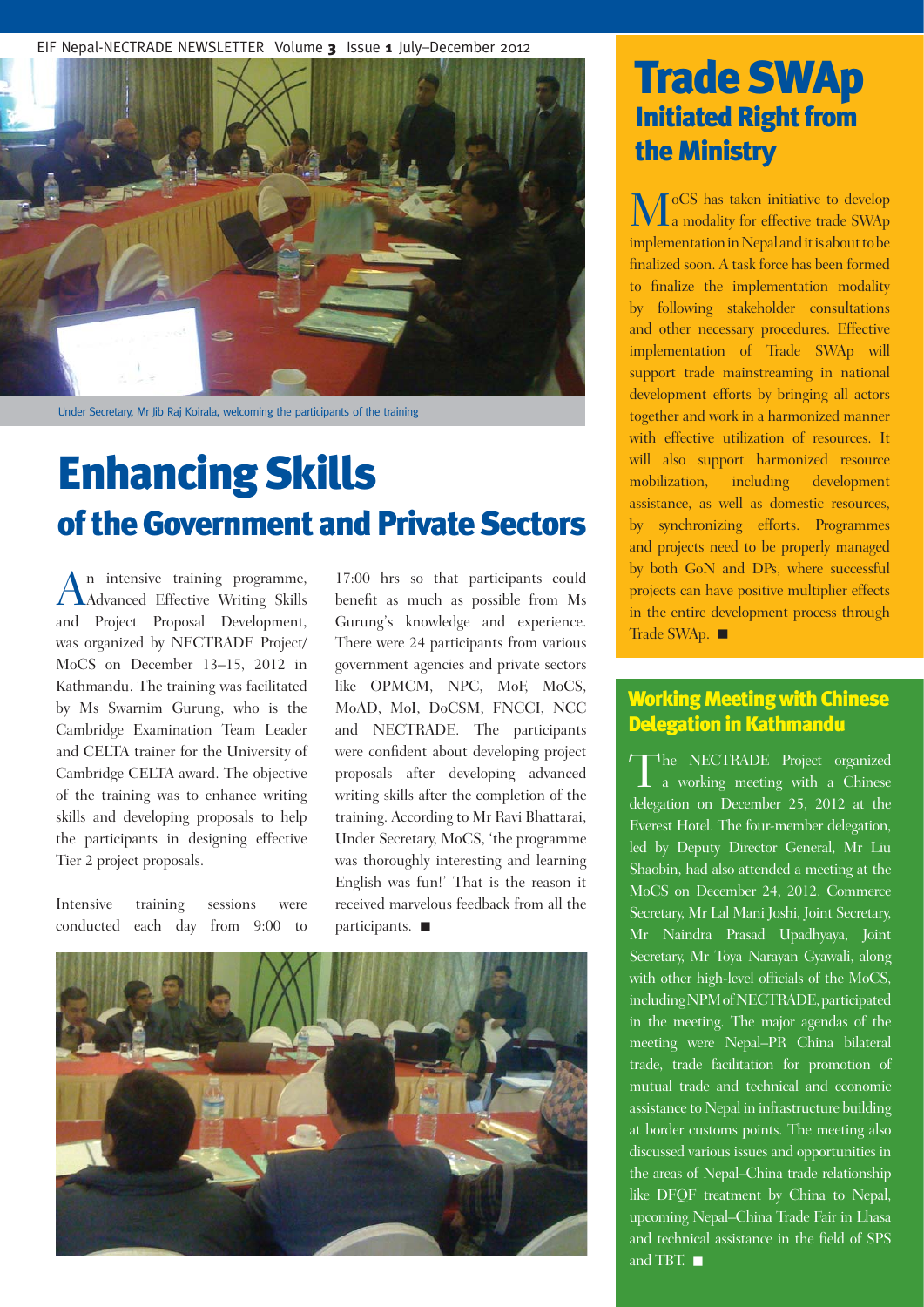Under Secretary, Mr Jib Raj Koirala, welcoming the participants of the training

# Enhancing Skills
## of the Government and Private Sectors

An intensive training programme, Advanced Effective Writing Skills and Project Proposal Development, was organized by NECTRADE Project/ MoCS on December 13–15, 2012 in Kathmandu. The training was facilitated by Ms Swarnim Gurung, who is the Cambridge Examination Team Leader and CELTA trainer for the University of Cambridge CELTA award. The objective of the training was to enhance writing skills and developing proposals to help the participants in designing effective Tier 2 project proposals.

Intensive training sessions were conducted each day from 9:00 to 17:00 hrs so that participants could benefit as much as possible from Ms Gurung's knowledge and experience. There were 24 participants from various government agencies and private sectors like OPMCM, NPC, MoF, MoCS, MoAD, MoI, DoCSM, FNCCI, NCC and NECTRADE. The participants were confident about developing project proposals after developing advanced writing skills after the completion of the training. According to Mr Ravi Bhattarai, Under Secretary, MoCS, 'the programme was thoroughly interesting and learning English was fun!' That is the reason it received marvelous feedback from all the participants. ■

# Trade SWAp
## Initiated Right from the Ministry

MoCS has taken initiative to develop a modality for effective trade SWAp implementation in Nepal and it is about to be finalized soon. A task force has been formed to finalize the implementation modality by following stakeholder consultations and other necessary procedures. Effective implementation of Trade SWAp will support trade mainstreaming in national development efforts by bringing all actors together and work in a harmonized manner with effective utilization of resources. It will also support harmonized resource mobilization, including development assistance, as well as domestic resources, by synchronizing efforts. Programmes and projects need to be properly managed by both GoN and DPs, where successful projects can have positive multiplier effects in the entire development process through Trade SWAp. ■

## Working Meeting with Chinese Delegation in Kathmandu

The NECTRADE Project organized a working meeting with a Chinese delegation on December 25, 2012 at the Everest Hotel. The four-member delegation, led by Deputy Director General, Mr Liu Shaobin, had also attended a meeting at the MoCS on December 24, 2012. Commerce Secretary, Mr Lal Mani Joshi, Joint Secretary, Mr Naindra Prasad Upadhyaya, Joint Secretary, Mr Toya Narayan Gyawali, along with other high-level officials of the MoCS, including NPM of NECTRADE, participated in the meeting. The major agendas of the meeting were Nepal–PR China bilateral trade, trade facilitation for promotion of mutual trade and technical and economic assistance to Nepal in infrastructure building at border customs points. The meeting also discussed various issues and opportunities in the areas of Nepal–China trade relationship like DFQF treatment by China to Nepal, upcoming Nepal–China Trade Fair in Lhasa and technical assistance in the field of SPS and TBT. ■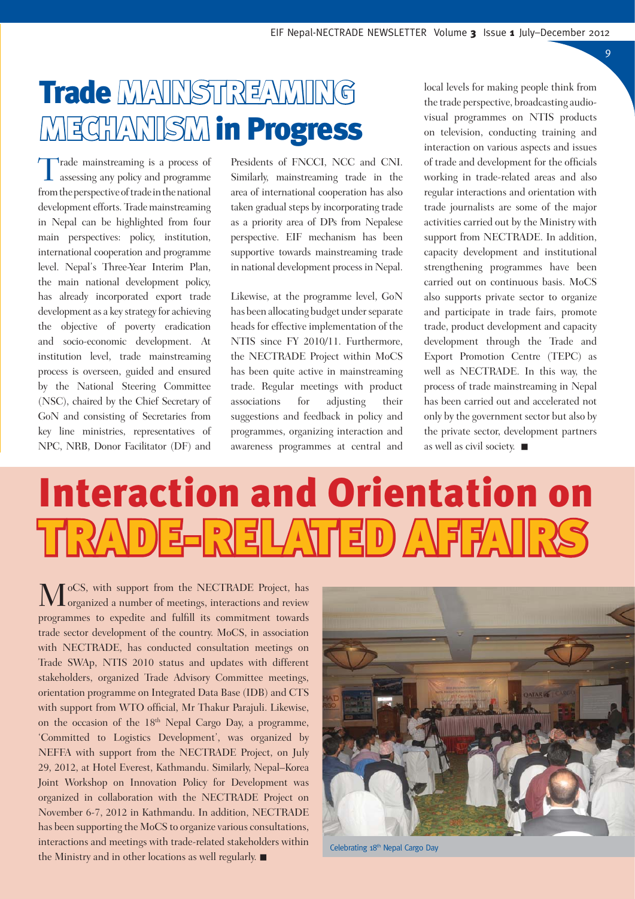# Trade MAINSTREAMING MECHANISM in Progress

Trade mainstreaming is a process of assessing any policy and programme from the perspective of trade in the national development efforts. Trade mainstreaming in Nepal can be highlighted from four main perspectives: policy, institution, international cooperation and programme level. Nepal's Three-Year Interim Plan, the main national development policy, has already incorporated export trade development as a key strategy for achieving the objective of poverty eradication and socio-economic development. At institution level, trade mainstreaming process is overseen, guided and ensured by the National Steering Committee (NSC), chaired by the Chief Secretary of GoN and consisting of Secretaries from key line ministries, representatives of NPC, NRB, Donor Facilitator (DF) and Presidents of FNCCI, NCC and CNI. Similarly, mainstreaming trade in the area of international cooperation has also taken gradual steps by incorporating trade as a priority area of DPs from Nepalese perspective. EIF mechanism has been supportive towards mainstreaming trade in national development process in Nepal.

Likewise, at the programme level, GoN has been allocating budget under separate heads for effective implementation of the NTIS since FY 2010/11. Furthermore, the NECTRADE Project within MoCS has been quite active in mainstreaming trade. Regular meetings with product associations for adjusting their suggestions and feedback in policy and programmes, organizing interaction and awareness programmes at central and local levels for making people think from the trade perspective, broadcasting audio-visual programmes on NTIS products on television, conducting training and interaction on various aspects and issues of trade and development for the officials working in trade-related areas and also regular interactions and orientation with trade journalists are some of the major activities carried out by the Ministry with support from NECTRADE. In addition, capacity development and institutional strengthening programmes have been carried out on continuous basis. MoCS also supports private sector to organize and participate in trade fairs, promote trade, product development and capacity development through the Trade and Export Promotion Centre (TEPC) as well as NECTRADE. In this way, the process of trade mainstreaming in Nepal has been carried out and accelerated not only by the government sector but also by the private sector, development partners as well as civil society. ■

# Interaction and Orientation on TRADE-RELATED AFFAIRS

MoCS, with support from the NECTRADE Project, has organized a number of meetings, interactions and review programmes to expedite and fulfill its commitment towards trade sector development of the country. MoCS, in association with NECTRADE, has conducted consultation meetings on Trade SWAp, NTIS 2010 status and updates with different stakeholders, organized Trade Advisory Committee meetings, orientation programme on Integrated Data Base (IDB) and CTS with support from WTO official, Mr Thakur Parajuli. Likewise, on the occasion of the 18th Nepal Cargo Day, a programme, 'Committed to Logistics Development', was organized by NEFFA with support from the NECTRADE Project, on July 29, 2012, at Hotel Everest, Kathmandu. Similarly, Nepal–Korea Joint Workshop on Innovation Policy for Development was organized in collaboration with the NECTRADE Project on November 6-7, 2012 in Kathmandu. In addition, NECTRADE has been supporting the MoCS to organize various consultations, interactions and meetings with trade-related stakeholders within the Ministry and in other locations as well regularly. ■

Celebrating 18th Nepal Cargo Day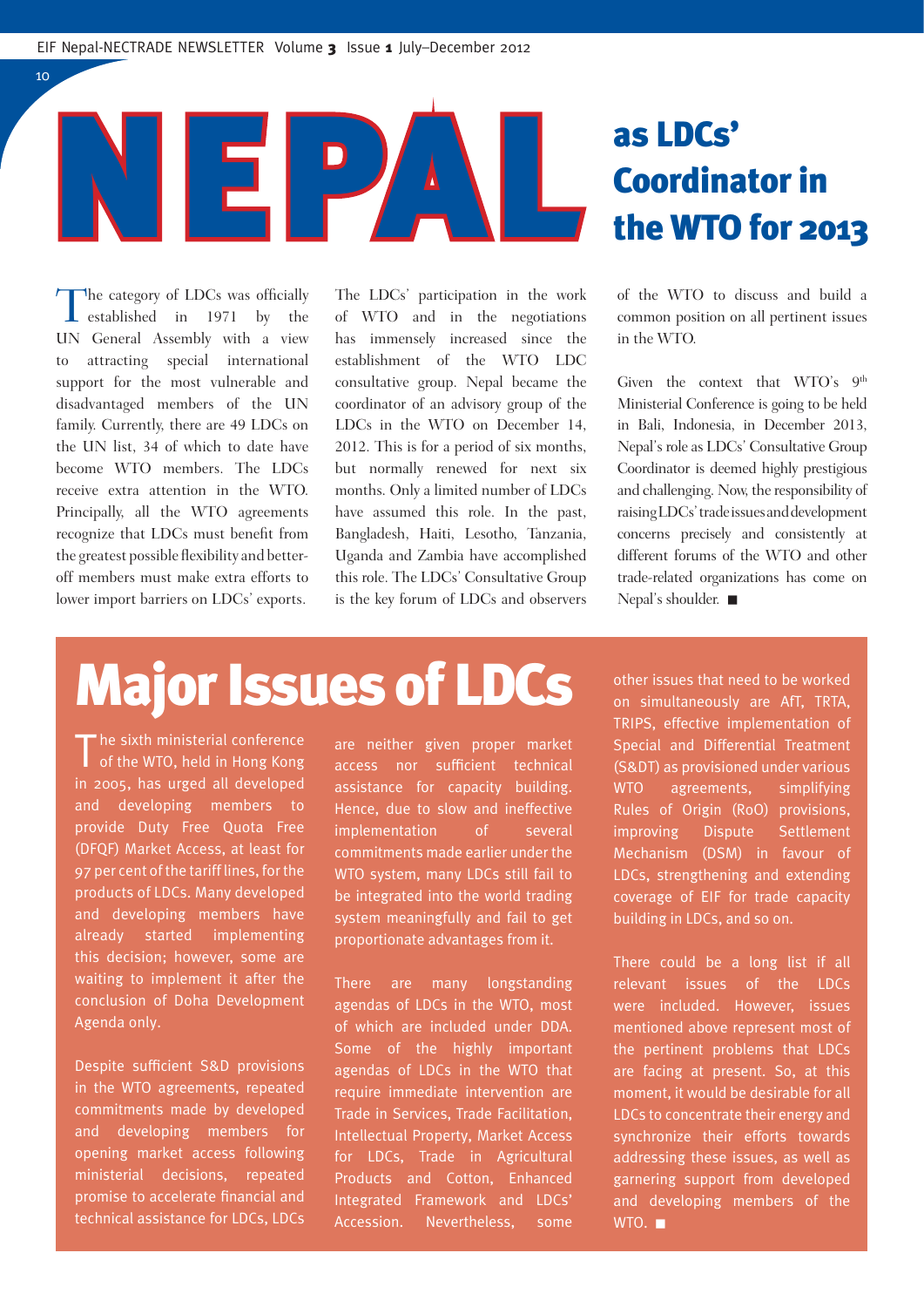# NEPAL as LDCs' Coordinator in the WTO for 2013

The category of LDCs was officially established in 1971 by the UN General Assembly with a view to attracting special international support for the most vulnerable and disadvantaged members of the UN family. Currently, there are 49 LDCs on the UN list, 34 of which to date have become WTO members. The LDCs receive extra attention in the WTO. Principally, all the WTO agreements recognize that LDCs must benefit from the greatest possible flexibility and better-off members must make extra efforts to lower import barriers on LDCs' exports.

The LDCs' participation in the work of WTO and in the negotiations has immensely increased since the establishment of the WTO LDC consultative group. Nepal became the coordinator of an advisory group of the LDCs in the WTO on December 14, 2012. This is for a period of six months, but normally renewed for next six months. Only a limited number of LDCs have assumed this role. In the past, Bangladesh, Haiti, Lesotho, Tanzania, Uganda and Zambia have accomplished this role. The LDCs' Consultative Group is the key forum of LDCs and observers of the WTO to discuss and build a common position on all pertinent issues in the WTO.

Given the context that WTO's 9th Ministerial Conference is going to be held in Bali, Indonesia, in December 2013, Nepal's role as LDCs' Consultative Group Coordinator is deemed highly prestigious and challenging. Now, the responsibility of raising LDCs' trade issues and development concerns precisely and consistently at different forums of the WTO and other trade-related organizations has come on Nepal's shoulder. ■

# Major Issues of LDCs

The sixth ministerial conference of the WTO, held in Hong Kong in 2005, has urged all developed and developing members to provide Duty Free Quota Free (DFQF) Market Access, at least for 97 per cent of the tariff lines, for the products of LDCs. Many developed and developing members have already started implementing this decision; however, some are waiting to implement it after the conclusion of Doha Development Agenda only.

Despite sufficient S&D provisions in the WTO agreements, repeated commitments made by developed and developing members for opening market access following ministerial decisions, repeated promise to accelerate financial and technical assistance for LDCs, LDCs are neither given proper market access nor sufficient technical assistance for capacity building. Hence, due to slow and ineffective implementation of several commitments made earlier under the WTO system, many LDCs still fail to be integrated into the world trading system meaningfully and fail to get proportionate advantages from it.

There are many longstanding agendas of LDCs in the WTO, most of which are included under DDA. Some of the highly important agendas of LDCs in the WTO that require immediate intervention are Trade in Services, Trade Facilitation, Intellectual Property, Market Access for LDCs, Trade in Agricultural Products and Cotton, Enhanced Integrated Framework and LDCs' Accession. Nevertheless, some other issues that need to be worked on simultaneously are AfT, TRTA, TRIPS, effective implementation of Special and Differential Treatment (S&DT) as provisioned under various WTO agreements, simplifying Rules of Origin (RoO) provisions, improving Dispute Settlement Mechanism (DSM) in favour of LDCs, strengthening and extending coverage of EIF for trade capacity building in LDCs, and so on.

There could be a long list if all relevant issues of the LDCs were included. However, issues mentioned above represent most of the pertinent problems that LDCs are facing at present. So, at this moment, it would be desirable for all LDCs to concentrate their energy and synchronize their efforts towards addressing these issues, as well as garnering support from developed and developing members of the WTO. ■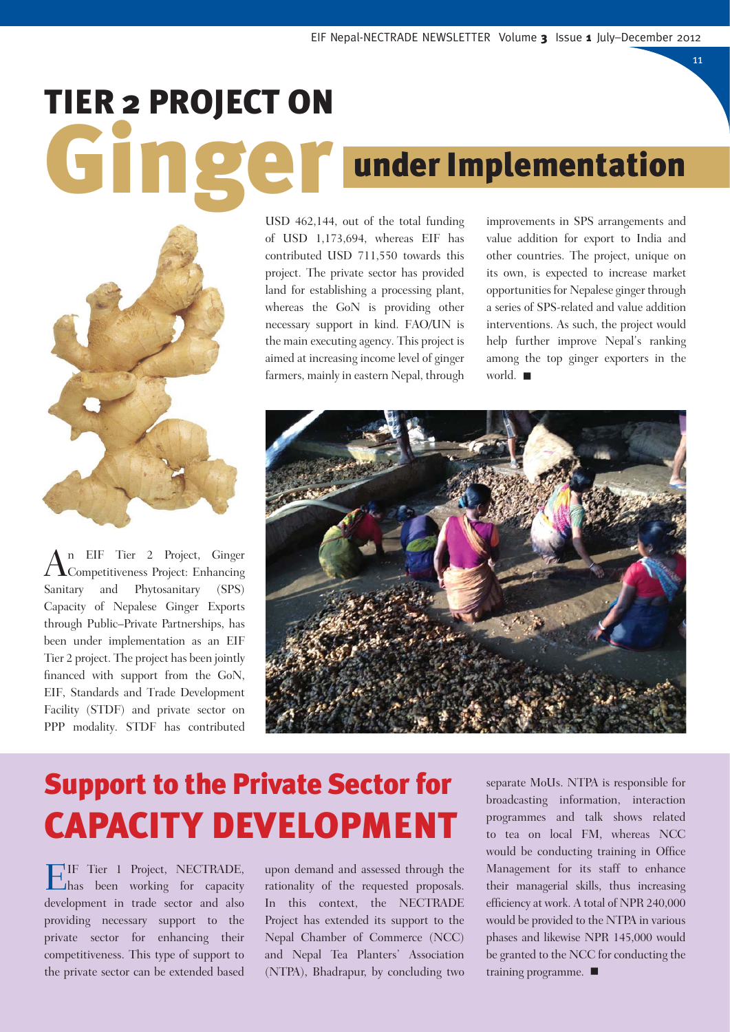# TIER 2 PROJECT ON Ginger under Implementation

An EIF Tier 2 Project, Ginger Competitiveness Project: Enhancing Sanitary and Phytosanitary (SPS) Capacity of Nepalese Ginger Exports through Public–Private Partnerships, has been under implementation as an EIF Tier 2 project. The project has been jointly financed with support from the GoN, EIF, Standards and Trade Development Facility (STDF) and private sector on PPP modality. STDF has contributed USD 462,144, out of the total funding of USD 1,173,694, whereas EIF has contributed USD 711,550 towards this project. The private sector has provided land for establishing a processing plant, whereas the GoN is providing other necessary support in kind. FAO/UN is the main executing agency. This project is aimed at increasing income level of ginger farmers, mainly in eastern Nepal, through improvements in SPS arrangements and value addition for export to India and other countries. The project, unique on its own, is expected to increase market opportunities for Nepalese ginger through a series of SPS-related and value addition interventions. As such, the project would help further improve Nepal's ranking among the top ginger exporters in the world. ■

# Support to the Private Sector for CAPACITY DEVELOPMENT

EIF Tier 1 Project, NECTRADE, has been working for capacity development in trade sector and also providing necessary support to the private sector for enhancing their competitiveness. This type of support to the private sector can be extended based upon demand and assessed through the rationality of the requested proposals. In this context, the NECTRADE Project has extended its support to the Nepal Chamber of Commerce (NCC) and Nepal Tea Planters' Association (NTPA), Bhadrapur, by concluding two separate MoUs. NTPA is responsible for broadcasting information, interaction programmes and talk shows related to tea on local FM, whereas NCC would be conducting training in Office Management for its staff to enhance their managerial skills, thus increasing efficiency at work. A total of NPR 240,000 would be provided to the NTPA in various phases and likewise NPR 145,000 would be granted to the NCC for conducting the training programme. ■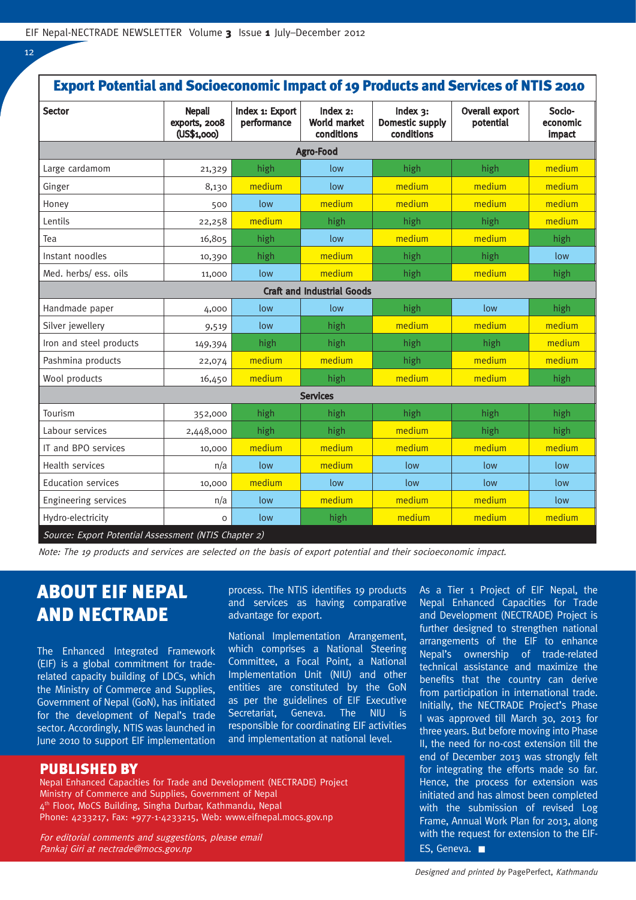## Export Potential and Socioeconomic Impact of 19 Products and Services of NTIS 2010

| Sector | Nepali exports, 2008 (US$1,000) | Index 1: Export performance | Index 2: World market conditions | Index 3: Domestic supply conditions | Overall export potential | Socio-economic impact |
|---|---|---|---|---|---|---|
| **Agro-Food** | | | | | | |
| Large cardamom | 21,329 | high | low | high | high | medium |
| Ginger | 8,130 | medium | low | medium | medium | medium |
| Honey | 500 | low | medium | medium | medium | medium |
| Lentils | 22,258 | medium | high | high | high | medium |
| Tea | 16,805 | high | low | medium | medium | high |
| Instant noodles | 10,390 | high | medium | high | high | low |
| Med. herbs/ ess. oils | 11,000 | low | medium | high | medium | high |
| **Craft and Industrial Goods** | | | | | | |
| Handmade paper | 4,000 | low | low | high | low | high |
| Silver jewellery | 9,519 | low | high | medium | medium | medium |
| Iron and steel products | 149,394 | high | high | high | high | medium |
| Pashmina products | 22,074 | medium | medium | high | medium | medium |
| Wool products | 16,450 | medium | high | medium | medium | high |
| **Services** | | | | | | |
| Tourism | 352,000 | high | high | high | high | high |
| Labour services | 2,448,000 | high | high | medium | high | high |
| IT and BPO services | 10,000 | medium | medium | medium | medium | medium |
| Health services | n/a | low | medium | low | low | low |
| Education services | 10,000 | medium | low | low | low | low |
| Engineering services | n/a | low | medium | medium | medium | low |
| Hydro-electricity | 0 | low | high | medium | medium | medium |

*Source: Export Potential Assessment (NTIS Chapter 2)*

*Note: The 19 products and services are selected on the basis of export potential and their socioeconomic impact.*

## ABOUT EIF NEPAL AND NECTRADE

The Enhanced Integrated Framework (EIF) is a global commitment for trade-related capacity building of LDCs, which the Ministry of Commerce and Supplies, Government of Nepal (GoN), has initiated for the development of Nepal's trade sector. Accordingly, NTIS was launched in June 2010 to support EIF implementation process. The NTIS identifies 19 products and services as having comparative advantage for export.

National Implementation Arrangement, which comprises a National Steering Committee, a Focal Point, a National Implementation Unit (NIU) and other entities are constituted by the GoN as per the guidelines of EIF Executive Secretariat, Geneva. The NIU is responsible for coordinating EIF activities and implementation at national level.

As a Tier 1 Project of EIF Nepal, the Nepal Enhanced Capacities for Trade and Development (NECTRADE) Project is further designed to strengthen national arrangements of the EIF to enhance Nepal's ownership of trade-related technical assistance and maximize the benefits that the country can derive from participation in international trade. Initially, the NECTRADE Project's Phase I was approved till March 30, 2013 for three years. But before moving into Phase II, the need for no-cost extension till the end of December 2013 was strongly felt for integrating the efforts made so far. Hence, the process for extension was initiated and has almost been completed with the submission of revised Log Frame, Annual Work Plan for 2013, along with the request for extension to the EIF-ES, Geneva. ■

## PUBLISHED BY

Nepal Enhanced Capacities for Trade and Development (NECTRADE) Project
Ministry of Commerce and Supplies, Government of Nepal
4th Floor, MoCS Building, Singha Durbar, Kathmandu, Nepal
Phone: 4233217, Fax: +977-1-4233215, Web: www.eifnepal.mocs.gov.np

*For editorial comments and suggestions, please email Pankaj Giri at nectrade@mocs.gov.np*

*Designed and printed by* PagePerfect, *Kathmandu*